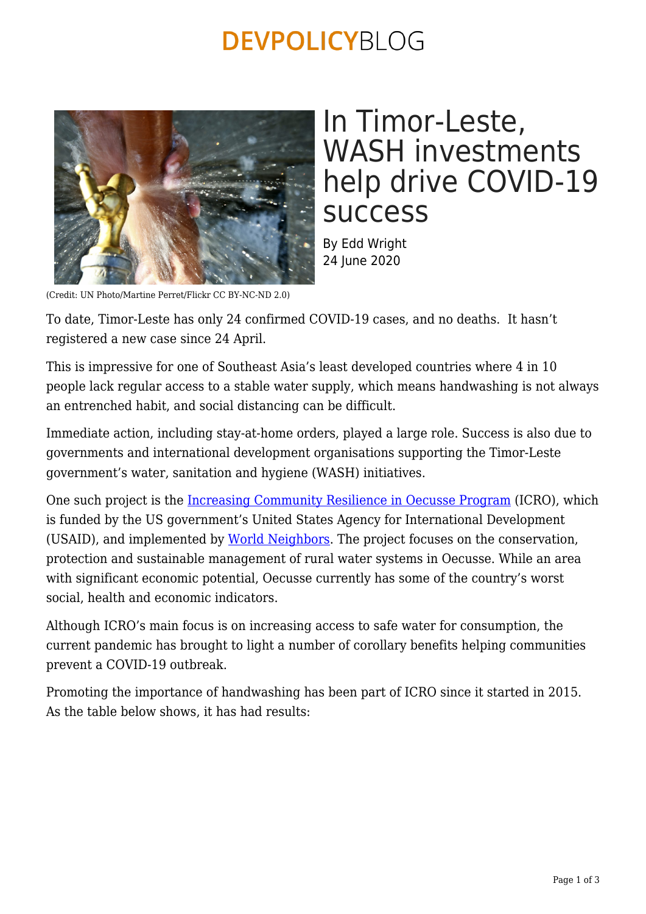# In Timor-Leste, WASH investments help drive COVID-19 success

By Edd Wright
24 June 2020

(Credit: UN Photo/Martine Perret/Flickr CC BY-NC-ND 2.0)

To date, Timor-Leste has only 24 confirmed COVID-19 cases, and no deaths. It hasn't registered a new case since 24 April.

This is impressive for one of Southeast Asia's least developed countries where 4 in 10 people lack regular access to a stable water supply, which means handwashing is not always an entrenched habit, and social distancing can be difficult.

Immediate action, including stay-at-home orders, played a large role. Success is also due to governments and international development organisations supporting the Timor-Leste government's water, sanitation and hygiene (WASH) initiatives.

One such project is the [Increasing Community Resilience in Oecusse Program](#) (ICRO), which is funded by the US government's United States Agency for International Development (USAID), and implemented by [World Neighbors](#). The project focuses on the conservation, protection and sustainable management of rural water systems in Oecusse. While an area with significant economic potential, Oecusse currently has some of the country's worst social, health and economic indicators.

Although ICRO's main focus is on increasing access to safe water for consumption, the current pandemic has brought to light a number of corollary benefits helping communities prevent a COVID-19 outbreak.

Promoting the importance of handwashing has been part of ICRO since it started in 2015. As the table below shows, it has had results: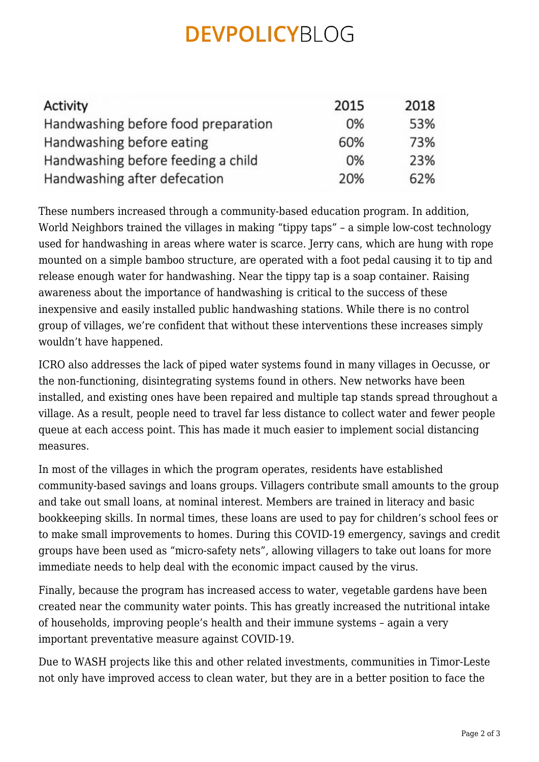| Activity | 2015 | 2018 |
| --- | --- | --- |
| Handwashing before food preparation | 0% | 53% |
| Handwashing before eating | 60% | 73% |
| Handwashing before feeding a child | 0% | 23% |
| Handwashing after defecation | 20% | 62% |

These numbers increased through a community-based education program. In addition, World Neighbors trained the villages in making "tippy taps" – a simple low-cost technology used for handwashing in areas where water is scarce. Jerry cans, which are hung with rope mounted on a simple bamboo structure, are operated with a foot pedal causing it to tip and release enough water for handwashing. Near the tippy tap is a soap container. Raising awareness about the importance of handwashing is critical to the success of these inexpensive and easily installed public handwashing stations. While there is no control group of villages, we're confident that without these interventions these increases simply wouldn't have happened.

ICRO also addresses the lack of piped water systems found in many villages in Oecusse, or the non-functioning, disintegrating systems found in others. New networks have been installed, and existing ones have been repaired and multiple tap stands spread throughout a village. As a result, people need to travel far less distance to collect water and fewer people queue at each access point. This has made it much easier to implement social distancing measures.

In most of the villages in which the program operates, residents have established community-based savings and loans groups. Villagers contribute small amounts to the group and take out small loans, at nominal interest. Members are trained in literacy and basic bookkeeping skills. In normal times, these loans are used to pay for children's school fees or to make small improvements to homes. During this COVID-19 emergency, savings and credit groups have been used as "micro-safety nets", allowing villagers to take out loans for more immediate needs to help deal with the economic impact caused by the virus.

Finally, because the program has increased access to water, vegetable gardens have been created near the community water points. This has greatly increased the nutritional intake of households, improving people's health and their immune systems – again a very important preventative measure against COVID-19.

Due to WASH projects like this and other related investments, communities in Timor-Leste not only have improved access to clean water, but they are in a better position to face the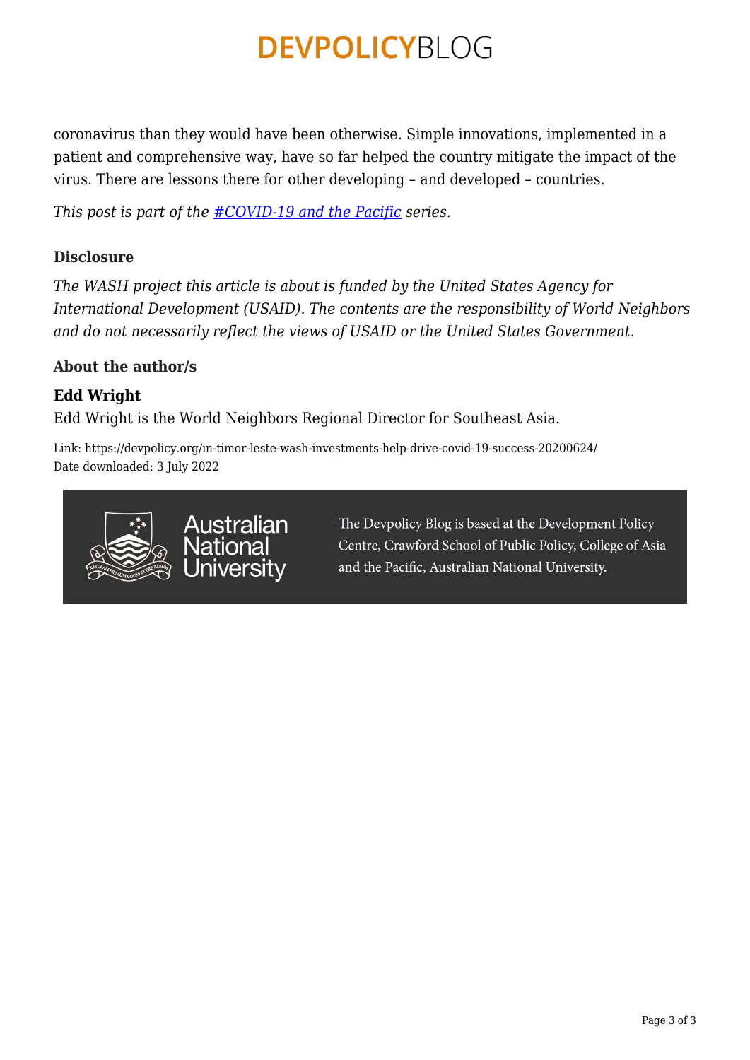coronavirus than they would have been otherwise. Simple innovations, implemented in a patient and comprehensive way, have so far helped the country mitigate the impact of the virus. There are lessons there for other developing – and developed – countries.

*This post is part of the [#COVID-19 and the Pacific](#) series.*

### Disclosure

*The WASH project this article is about is funded by the United States Agency for International Development (USAID). The contents are the responsibility of World Neighbors and do not necessarily reflect the views of USAID or the United States Government.*

### About the author/s

**Edd Wright**
Edd Wright is the World Neighbors Regional Director for Southeast Asia.

Link: https://devpolicy.org/in-timor-leste-wash-investments-help-drive-covid-19-success-20200624/
Date downloaded: 3 July 2022

Australian National University

The Devpolicy Blog is based at the Development Policy Centre, Crawford School of Public Policy, College of Asia and the Pacific, Australian National University.